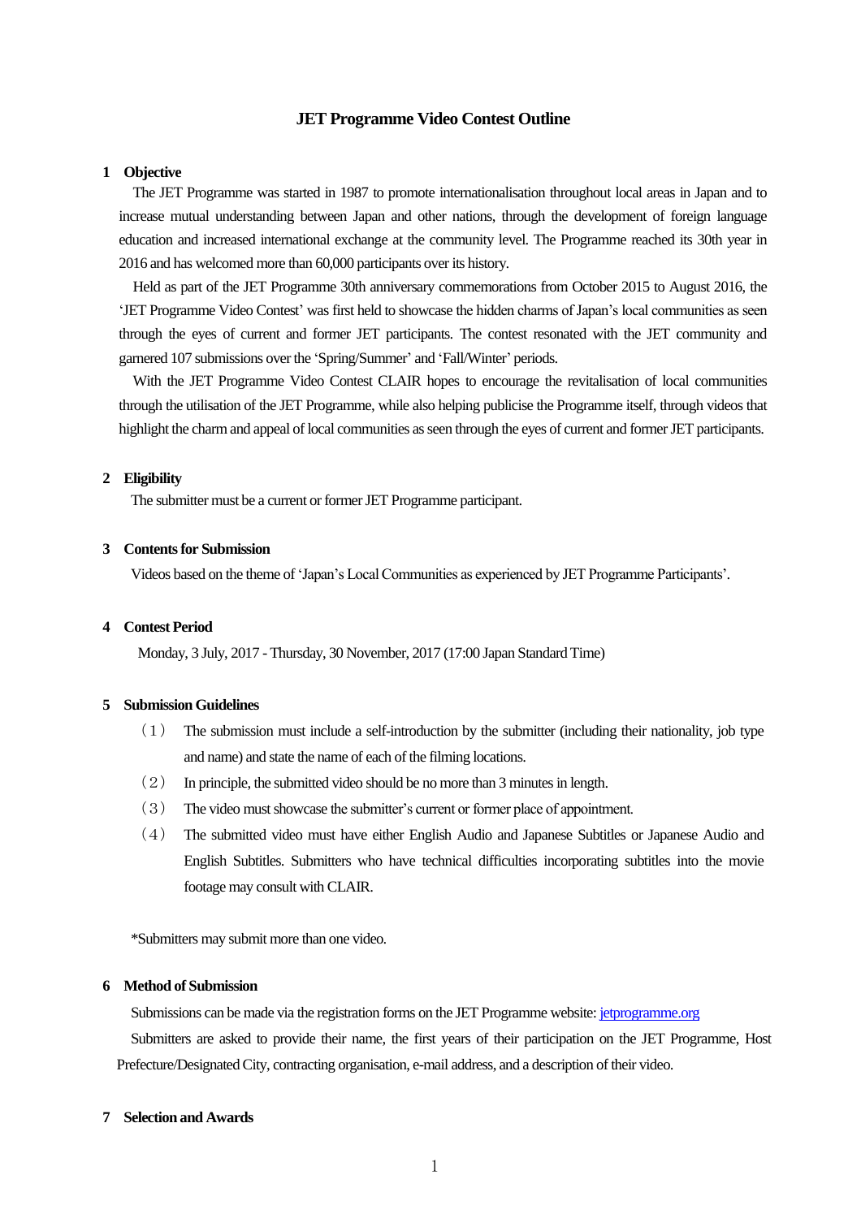# JET Programme Video Contest Outline

## 1 Objective

The JET Programme was started in 1987 to promote internationalisation throughout local areas in Japan and to increase mutual understanding between Japan and other nations, through the development of foreign language education and increased international exchange at the community level. The Programme reached its 30th year in 2016 and has welcomed more than 60,000 participants over its history.

Held as part of the JET Programme 30th anniversary commemorations from October 2015 to August 2016, the 'JET Programme Video Contest' was first held to showcase the hidden charms of Japan's local communities as seen through the eyes of current and former JET participants. The contest resonated with the JET community and garnered 107 submissions over the 'Spring/Summer' and 'Fall/Winter' periods.

With the JET Programme Video Contest CLAIR hopes to encourage the revitalisation of local communities through the utilisation of the JET Programme, while also helping publicise the Programme itself, through videos that highlight the charm and appeal of local communities as seen through the eyes of current and former JET participants.

## 2 Eligibility

The submitter must be a current or former JET Programme participant.

## 3 Contents for Submission

Videos based on the theme of 'Japan's Local Communities as experienced by JET Programme Participants'.

## 4 Contest Period

Monday, 3 July, 2017 - Thursday, 30 November, 2017 (17:00 Japan Standard Time)

## 5 Submission Guidelines

（1） The submission must include a self-introduction by the submitter (including their nationality, job type and name) and state the name of each of the filming locations.

（2） In principle, the submitted video should be no more than 3 minutes in length.

（3） The video must showcase the submitter's current or former place of appointment.

（4） The submitted video must have either English Audio and Japanese Subtitles or Japanese Audio and English Subtitles. Submitters who have technical difficulties incorporating subtitles into the movie footage may consult with CLAIR.

*Submitters may submit more than one video.

## 6 Method of Submission

Submissions can be made via the registration forms on the JET Programme website: jetprogramme.org

Submitters are asked to provide their name, the first years of their participation on the JET Programme, Host Prefecture/Designated City, contracting organisation, e-mail address, and a description of their video.

## 7 Selection and Awards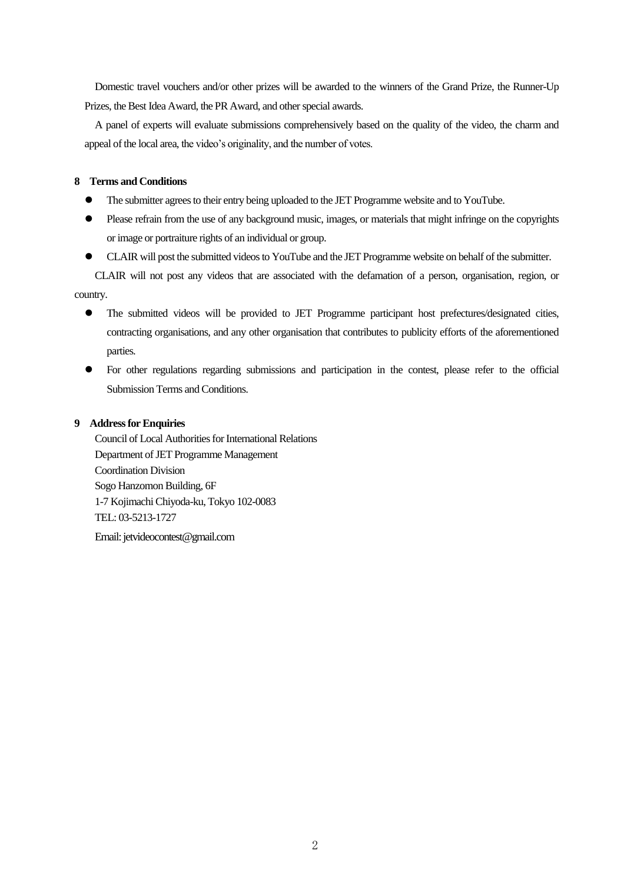Domestic travel vouchers and/or other prizes will be awarded to the winners of the Grand Prize, the Runner-Up Prizes, the Best Idea Award, the PR Award, and other special awards.

A panel of experts will evaluate submissions comprehensively based on the quality of the video, the charm and appeal of the local area, the video's originality, and the number of votes.

## 8 Terms and Conditions

- The submitter agrees to their entry being uploaded to the JET Programme website and to YouTube.
- Please refrain from the use of any background music, images, or materials that might infringe on the copyrights or image or portraiture rights of an individual or group.
- CLAIR will post the submitted videos to YouTube and the JET Programme website on behalf of the submitter.

CLAIR will not post any videos that are associated with the defamation of a person, organisation, region, or country.

- The submitted videos will be provided to JET Programme participant host prefectures/designated cities, contracting organisations, and any other organisation that contributes to publicity efforts of the aforementioned parties.
- For other regulations regarding submissions and participation in the contest, please refer to the official Submission Terms and Conditions.

## 9 Address for Enquiries

Council of Local Authorities for International Relations
Department of JET Programme Management
Coordination Division
Sogo Hanzomon Building, 6F
1-7 Kojimachi Chiyoda-ku, Tokyo 102-0083
TEL: 03-5213-1727
Email: jetvideocontest@gmail.com